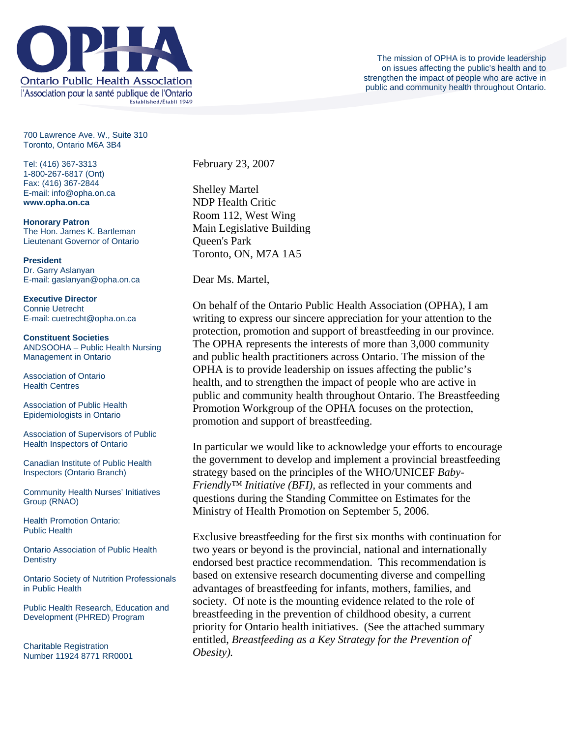**OPHA**
Ontario Public Health Association
l'Association pour la santé publique de l'Ontario
Established/Établi 1949

The mission of OPHA is to provide leadership on issues affecting the public's health and to strengthen the impact of people who are active in public and community health throughout Ontario.

700 Lawrence Ave. W., Suite 310
Toronto, Ontario M6A 3B4

Tel: (416) 367-3313
1-800-267-6817 (Ont)
Fax: (416) 367-2844
E-mail: info@opha.on.ca
**www.opha.on.ca**

**Honorary Patron**
The Hon. James K. Bartleman
Lieutenant Governor of Ontario

**President**
Dr. Garry Aslanyan
E-mail: gaslanyan@opha.on.ca

**Executive Director**
Connie Uetrecht
E-mail: cuetrecht@opha.on.ca

**Constituent Societies**
ANDSOOHA – Public Health Nursing Management in Ontario

Association of Ontario Health Centres

Association of Public Health Epidemiologists in Ontario

Association of Supervisors of Public Health Inspectors of Ontario

Canadian Institute of Public Health Inspectors (Ontario Branch)

Community Health Nurses' Initiatives Group (RNAO)

Health Promotion Ontario: Public Health

Ontario Association of Public Health Dentistry

Ontario Society of Nutrition Professionals in Public Health

Public Health Research, Education and Development (PHRED) Program

Charitable Registration Number 11924 8771 RR0001

February 23, 2007

Shelley Martel
NDP Health Critic
Room 112, West Wing
Main Legislative Building
Queen's Park
Toronto, ON, M7A 1A5

Dear Ms. Martel,

On behalf of the Ontario Public Health Association (OPHA), I am writing to express our sincere appreciation for your attention to the protection, promotion and support of breastfeeding in our province. The OPHA represents the interests of more than 3,000 community and public health practitioners across Ontario. The mission of the OPHA is to provide leadership on issues affecting the public's health, and to strengthen the impact of people who are active in public and community health throughout Ontario. The Breastfeeding Promotion Workgroup of the OPHA focuses on the protection, promotion and support of breastfeeding.

In particular we would like to acknowledge your efforts to encourage the government to develop and implement a provincial breastfeeding strategy based on the principles of the WHO/UNICEF *Baby-Friendly™ Initiative (BFI),* as reflected in your comments and questions during the Standing Committee on Estimates for the Ministry of Health Promotion on September 5, 2006.

Exclusive breastfeeding for the first six months with continuation for two years or beyond is the provincial, national and internationally endorsed best practice recommendation. This recommendation is based on extensive research documenting diverse and compelling advantages of breastfeeding for infants, mothers, families, and society. Of note is the mounting evidence related to the role of breastfeeding in the prevention of childhood obesity, a current priority for Ontario health initiatives. (See the attached summary entitled, *Breastfeeding as a Key Strategy for the Prevention of Obesity).*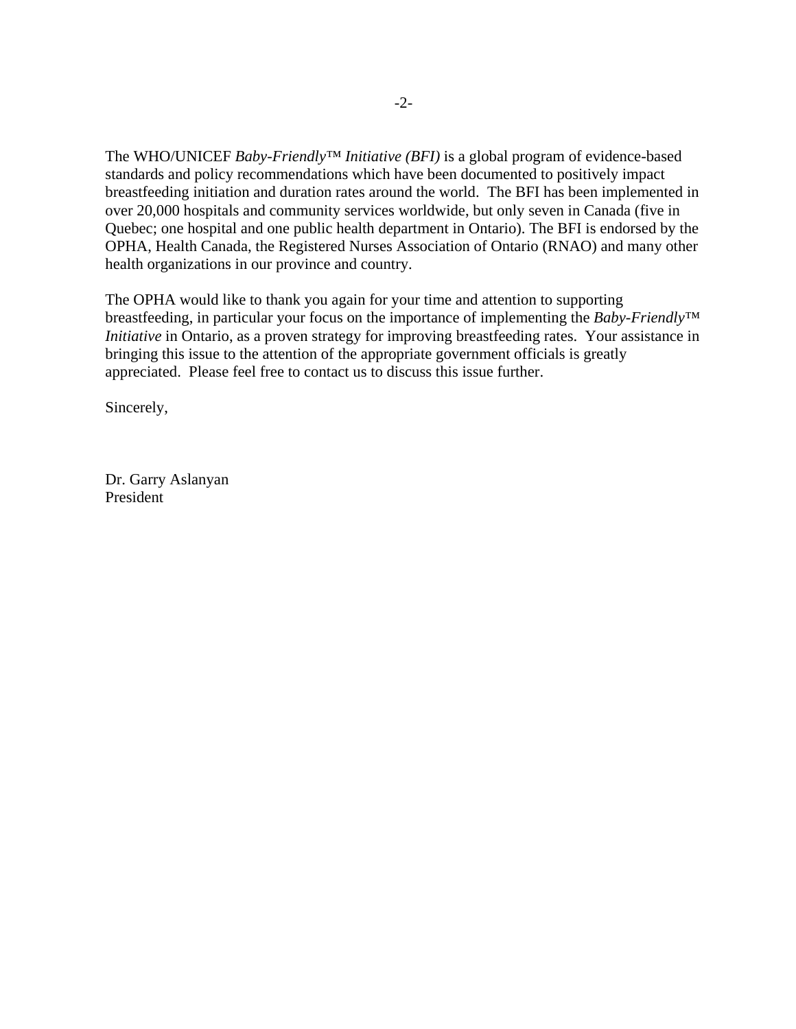The WHO/UNICEF *Baby-Friendly™ Initiative (BFI)* is a global program of evidence-based standards and policy recommendations which have been documented to positively impact breastfeeding initiation and duration rates around the world. The BFI has been implemented in over 20,000 hospitals and community services worldwide, but only seven in Canada (five in Quebec; one hospital and one public health department in Ontario). The BFI is endorsed by the OPHA, Health Canada, the Registered Nurses Association of Ontario (RNAO) and many other health organizations in our province and country.

The OPHA would like to thank you again for your time and attention to supporting breastfeeding, in particular your focus on the importance of implementing the *Baby-Friendly™ Initiative* in Ontario, as a proven strategy for improving breastfeeding rates. Your assistance in bringing this issue to the attention of the appropriate government officials is greatly appreciated. Please feel free to contact us to discuss this issue further.

Sincerely,

Dr. Garry Aslanyan
President